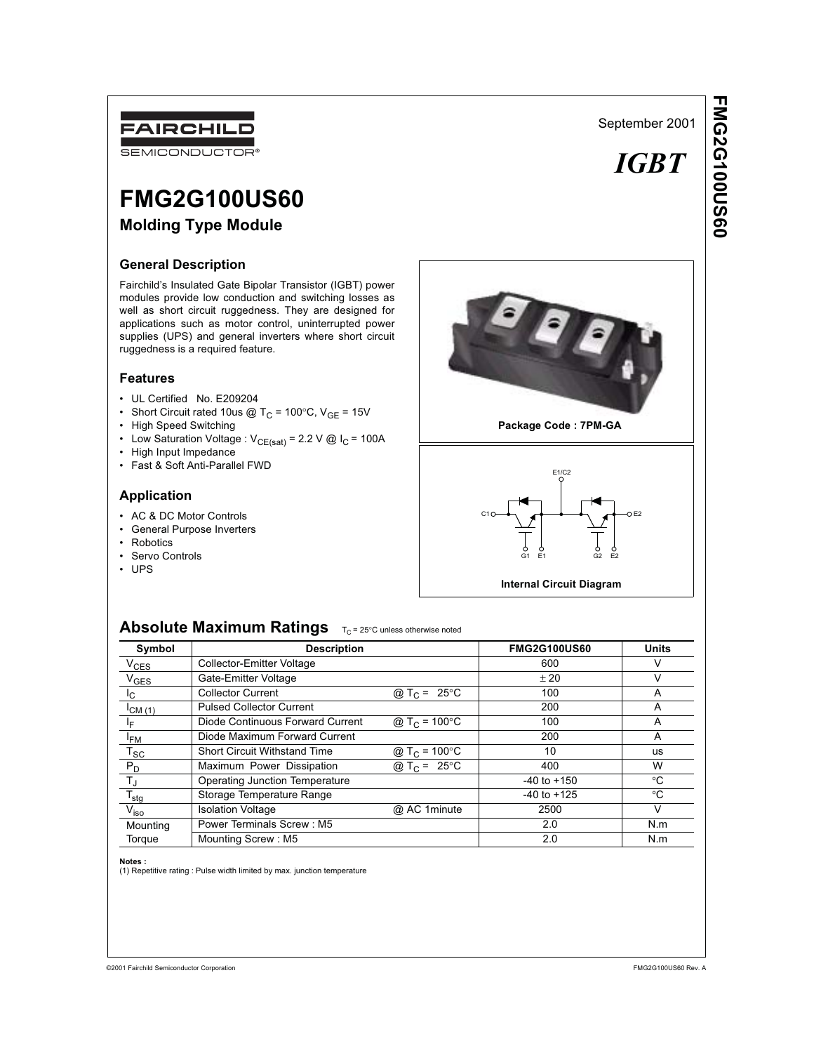September 2001

*IGBT*

# FMG2G100US60

## Molding Type Module

### General Description

Fairchild's Insulated Gate Bipolar Transistor (IGBT) power modules provide low conduction and switching losses as well as short circuit ruggedness. They are designed for applications such as motor control, uninterrupted power supplies (UPS) and general inverters where short circuit ruggedness is a required feature.

### Features

- UL Certified No. E209204
- Short Circuit rated 10us @ $T_C$ = 100°C, $V_{GE}$ = 15V
- High Speed Switching
- Low Saturation Voltage : $V_{CE(sat)}$ = 2.2 V @ $I_C$ = 100A
- High Input Impedance
- Fast & Soft Anti-Parallel FWD

### Application

- AC & DC Motor Controls
- General Purpose Inverters
- Robotics
- Servo Controls
- UPS

Package Code : 7PM-GA

E1/C2 C1 E2 G1 E1 G2 E2

Internal Circuit Diagram

## Absolute Maximum Ratings $T_C$ = 25°C unless otherwise noted

| Symbol | Description | | FMG2G100US60 | Units |
|---|---|---|---|---|
| $V_{CES}$ | Collector-Emitter Voltage | | 600 | V |
| $V_{GES}$ | Gate-Emitter Voltage | | ± 20 | V |
| $I_C$ | Collector Current | @ $T_C$ = 25°C | 100 | A |
| $I_{CM\ (1)}$ | Pulsed Collector Current | | 200 | A |
| $I_F$ | Diode Continuous Forward Current | @ $T_C$ = 100°C | 100 | A |
| $I_{FM}$ | Diode Maximum Forward Current | | 200 | A |
| $T_{SC}$ | Short Circuit Withstand Time | @ $T_C$ = 100°C | 10 | us |
| $P_D$ | Maximum Power Dissipation | @ $T_C$ = 25°C | 400 | W |
| $T_J$ | Operating Junction Temperature | | -40 to +150 | °C |
| $T_{stg}$ | Storage Temperature Range | | -40 to +125 | °C |
| $V_{iso}$ | Isolation Voltage | @ AC 1minute | 2500 | V |
| Mounting | Power Terminals Screw : M5 | | 2.0 | N.m |
| Torque | Mounting Screw : M5 | | 2.0 | N.m |

**Notes :**
(1) Repetitive rating : Pulse width limited by max. junction temperature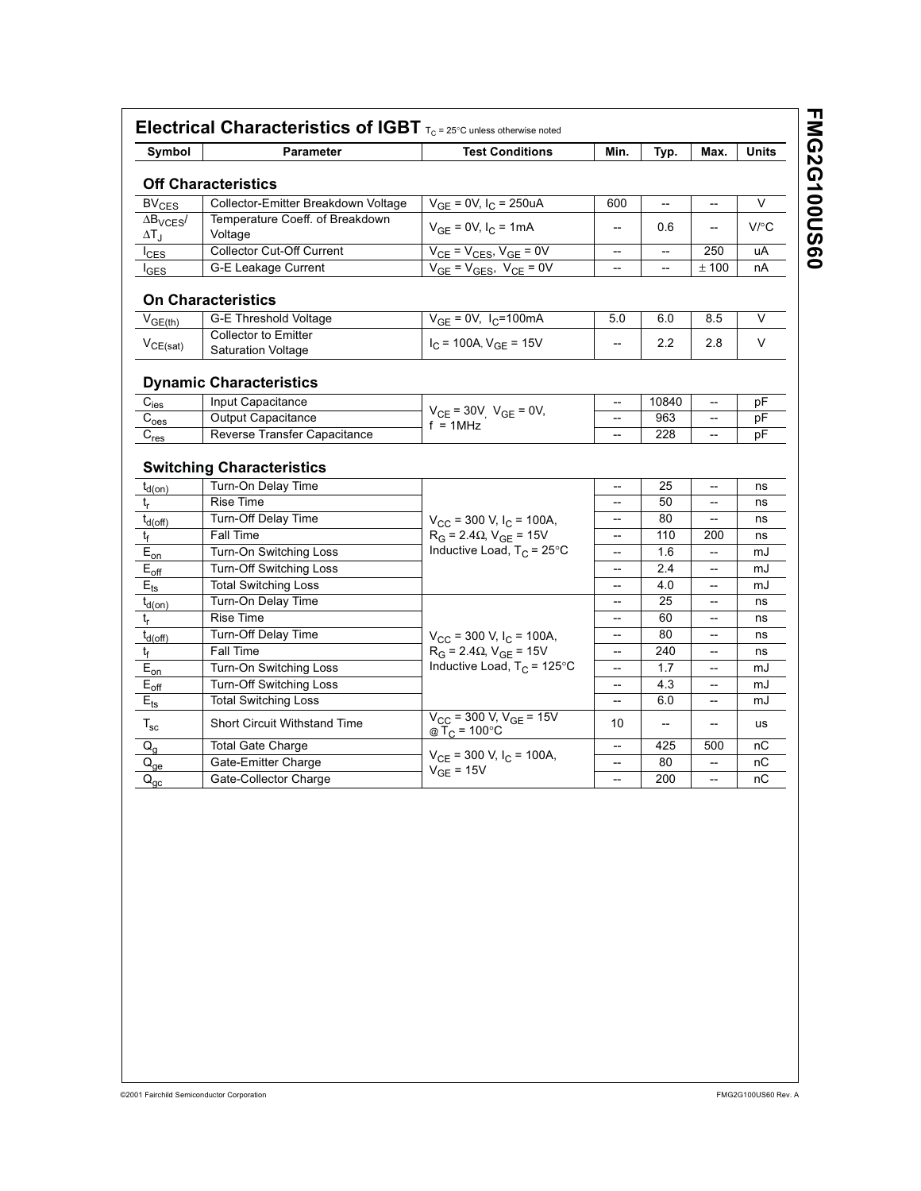## Electrical Characteristics of IGBT $T_C$ = 25°C unless otherwise noted

| Symbol | Parameter | Test Conditions | Min. | Typ. | Max. | Units |
|---|---|---|---|---|---|---|
| **Off Characteristics** | | | | | | |
| $BV_{CES}$ | Collector-Emitter Breakdown Voltage | $V_{GE}$ = 0V, $I_C$ = 250uA | 600 | -- | -- | V |
| $\Delta B_{VCES}/\Delta T_J$ | Temperature Coeff. of Breakdown Voltage | $V_{GE}$ = 0V, $I_C$ = 1mA | -- | 0.6 | -- | V/°C |
| $I_{CES}$ | Collector Cut-Off Current | $V_{CE}$ = $V_{CES}$, $V_{GE}$ = 0V | -- | -- | 250 | uA |
| $I_{GES}$ | G-E Leakage Current | $V_{GE}$ = $V_{GES}$, $V_{CE}$ = 0V | -- | -- | ± 100 | nA |
| **On Characteristics** | | | | | | |
| $V_{GE(th)}$ | G-E Threshold Voltage | $V_{GE}$ = 0V, $I_C$=100mA | 5.0 | 6.0 | 8.5 | V |
| $V_{CE(sat)}$ | Collector to Emitter Saturation Voltage | $I_C$ = 100A, $V_{GE}$ = 15V | -- | 2.2 | 2.8 | V |
| **Dynamic Characteristics** | | | | | | |
| $C_{ies}$ | Input Capacitance | $V_{CE}$ = 30V, $V_{GE}$ = 0V, f = 1MHz | -- | 10840 | -- | pF |
| $C_{oes}$ | Output Capacitance | | -- | 963 | -- | pF |
| $C_{res}$ | Reverse Transfer Capacitance | | -- | 228 | -- | pF |
| **Switching Characteristics** | | | | | | |
| $t_{d(on)}$ | Turn-On Delay Time | $V_{CC}$ = 300 V, $I_C$ = 100A, $R_G$ = 2.4Ω, $V_{GE}$ = 15V Inductive Load, $T_C$ = 25°C | -- | 25 | -- | ns |
| $t_r$ | Rise Time | | -- | 50 | -- | ns |
| $t_{d(off)}$ | Turn-Off Delay Time | | -- | 80 | -- | ns |
| $t_f$ | Fall Time | | -- | 110 | 200 | ns |
| $E_{on}$ | Turn-On Switching Loss | | -- | 1.6 | -- | mJ |
| $E_{off}$ | Turn-Off Switching Loss | | -- | 2.4 | -- | mJ |
| $E_{ts}$ | Total Switching Loss | | -- | 4.0 | -- | mJ |
| $t_{d(on)}$ | Turn-On Delay Time | $V_{CC}$ = 300 V, $I_C$ = 100A, $R_G$ = 2.4Ω, $V_{GE}$ = 15V Inductive Load, $T_C$ = 125°C | -- | 25 | -- | ns |
| $t_r$ | Rise Time | | -- | 60 | -- | ns |
| $t_{d(off)}$ | Turn-Off Delay Time | | -- | 80 | -- | ns |
| $t_f$ | Fall Time | | -- | 240 | -- | ns |
| $E_{on}$ | Turn-On Switching Loss | | -- | 1.7 | -- | mJ |
| $E_{off}$ | Turn-Off Switching Loss | | -- | 4.3 | -- | mJ |
| $E_{ts}$ | Total Switching Loss | | -- | 6.0 | -- | mJ |
| $T_{sc}$ | Short Circuit Withstand Time | $V_{CC}$ = 300 V, $V_{GE}$ = 15V @ $T_C$ = 100°C | 10 | -- | -- | us |
| $Q_g$ | Total Gate Charge | $V_{CE}$ = 300 V, $I_C$ = 100A, $V_{GE}$ = 15V | -- | 425 | 500 | nC |
| $Q_{ge}$ | Gate-Emitter Charge | | -- | 80 | -- | nC |
| $Q_{gc}$ | Gate-Collector Charge | | -- | 200 | -- | nC |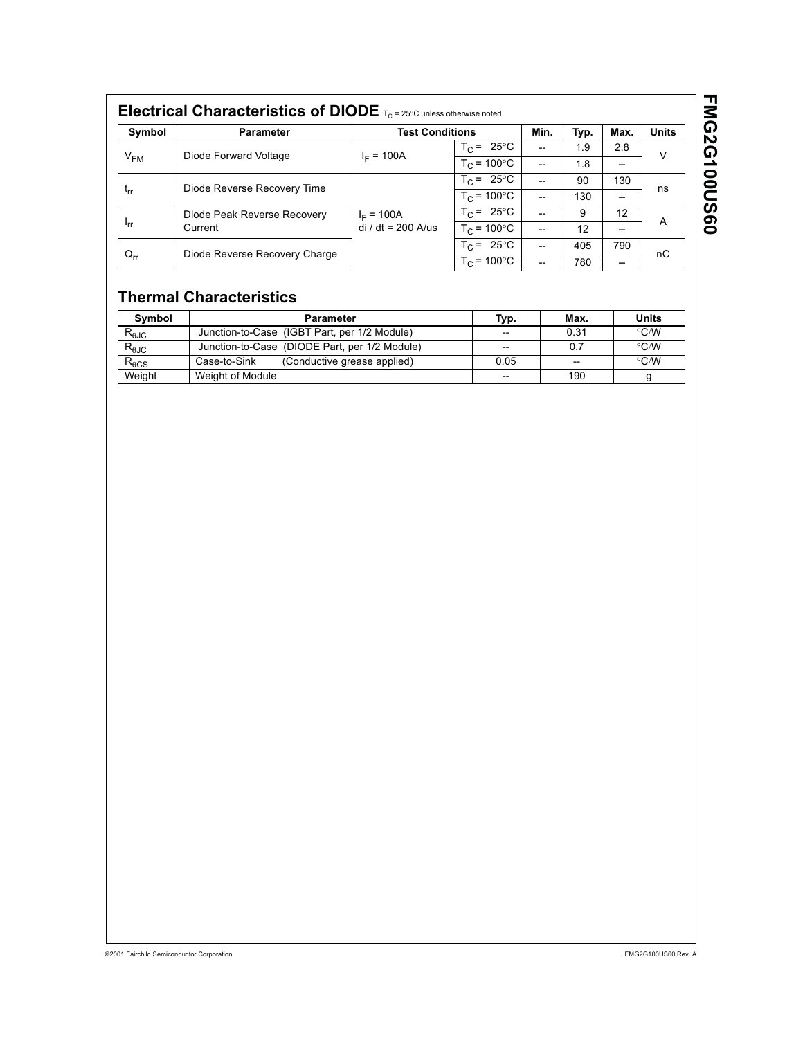## Electrical Characteristics of DIODE $T_C$ = 25°C unless otherwise noted

| Symbol | Parameter | Test Conditions | | Min. | Typ. | Max. | Units |
|---|---|---|---|---|---|---|---|
| $V_{FM}$ | Diode Forward Voltage | $I_F$ = 100A | $T_C$ = 25°C | -- | 1.9 | 2.8 | V |
| | | | $T_C$ = 100°C | -- | 1.8 | -- | |
| $t_{rr}$ | Diode Reverse Recovery Time | $I_F$ = 100A<br>di / dt = 200 A/us | $T_C$ = 25°C | -- | 90 | 130 | ns |
| | | | $T_C$ = 100°C | -- | 130 | -- | |
| $I_{rr}$ | Diode Peak Reverse Recovery Current | | $T_C$ = 25°C | -- | 9 | 12 | A |
| | | | $T_C$ = 100°C | -- | 12 | -- | |
| $Q_{rr}$ | Diode Reverse Recovery Charge | | $T_C$ = 25°C | -- | 405 | 790 | nC |
| | | | $T_C$ = 100°C | -- | 780 | -- | |

## Thermal Characteristics

| Symbol | Parameter | Typ. | Max. | Units |
|---|---|---|---|---|
| $R_{\theta JC}$ | Junction-to-Case (IGBT Part, per 1/2 Module) | -- | 0.31 | °C/W |
| $R_{\theta JC}$ | Junction-to-Case (DIODE Part, per 1/2 Module) | -- | 0.7 | °C/W |
| $R_{\theta CS}$ | Case-to-Sink (Conductive grease applied) | 0.05 | -- | °C/W |
| Weight | Weight of Module | -- | 190 | g |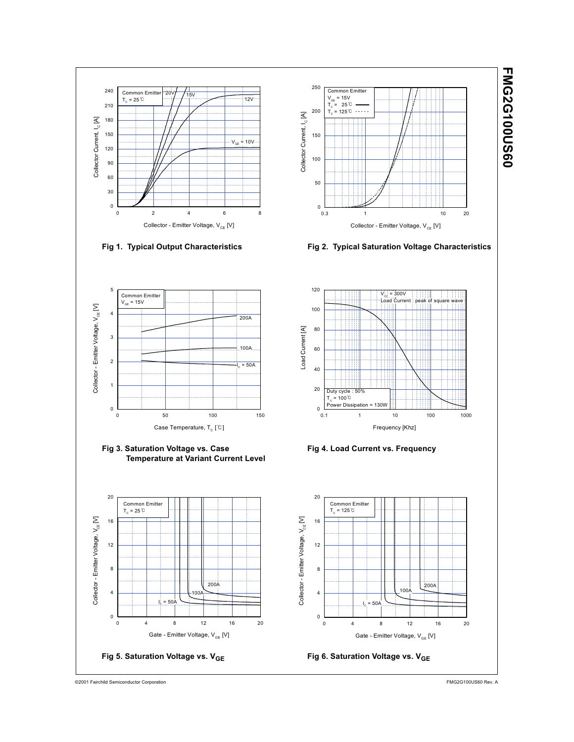Fig 1. Typical Output Characteristics

Fig 2. Typical Saturation Voltage Characteristics

Fig 3. Saturation Voltage vs. Case Temperature at Variant Current Level

Fig 4. Load Current vs. Frequency

Fig 5. Saturation Voltage vs. $V_{GE}$

Fig 6. Saturation Voltage vs. $V_{GE}$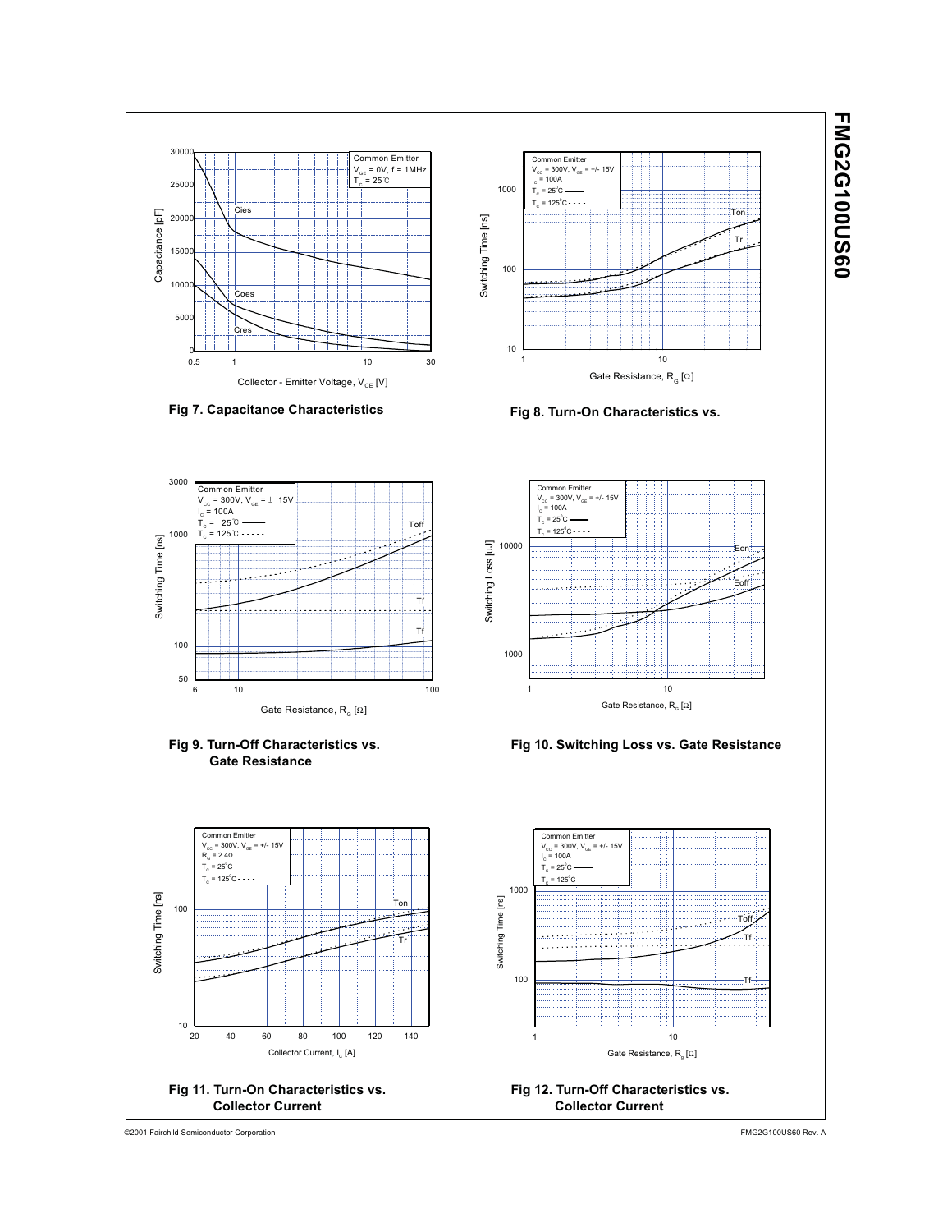Fig 7. Capacitance Characteristics

Fig 8. Turn-On Characteristics vs.

Fig 9. Turn-Off Characteristics vs. Gate Resistance

Fig 10. Switching Loss vs. Gate Resistance

Fig 11. Turn-On Characteristics vs. Collector Current

Fig 12. Turn-Off Characteristics vs. Collector Current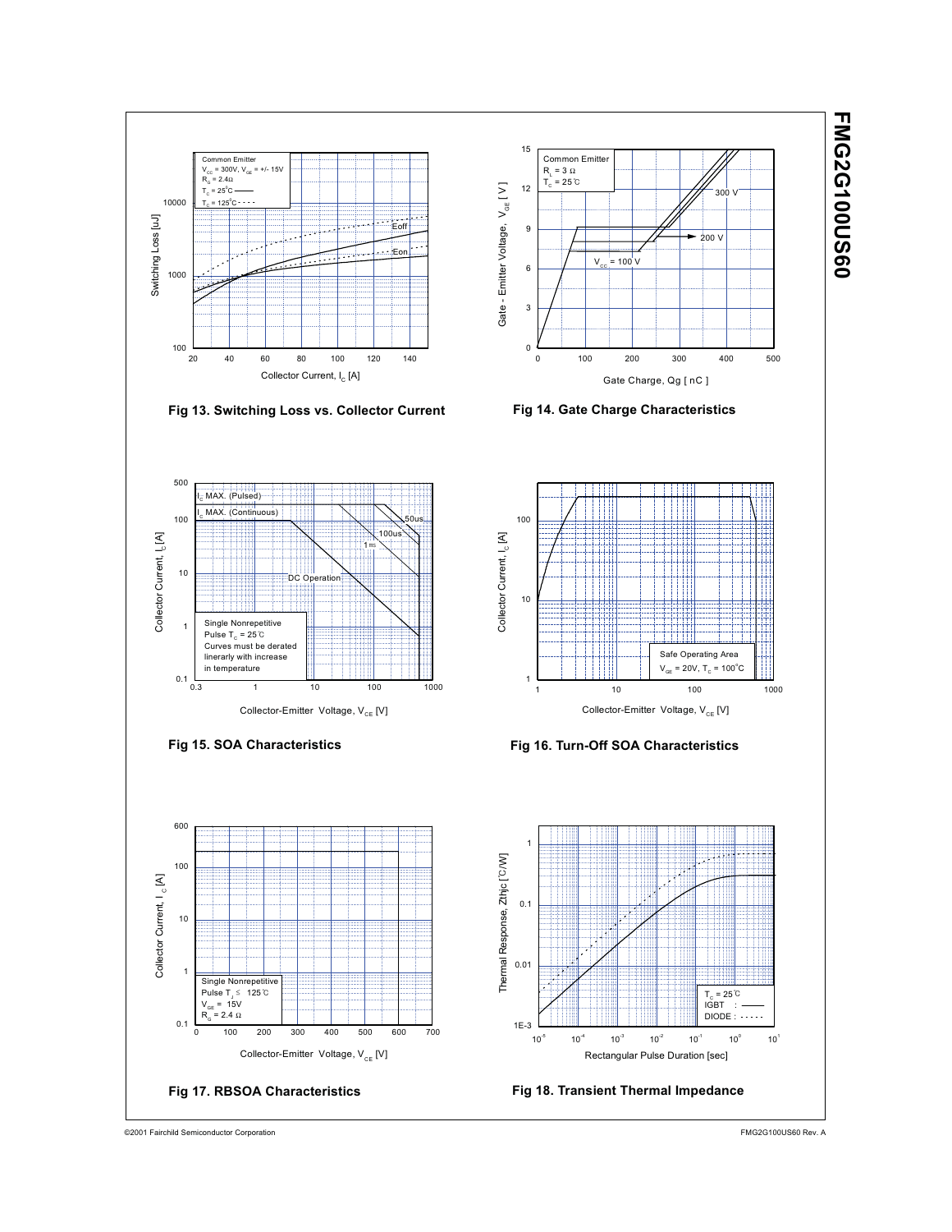Fig 13. Switching Loss vs. Collector Current

Fig 14. Gate Charge Characteristics

Fig 15. SOA Characteristics

Fig 16. Turn-Off SOA Characteristics

Fig 17. RBSOA Characteristics

Fig 18. Transient Thermal Impedance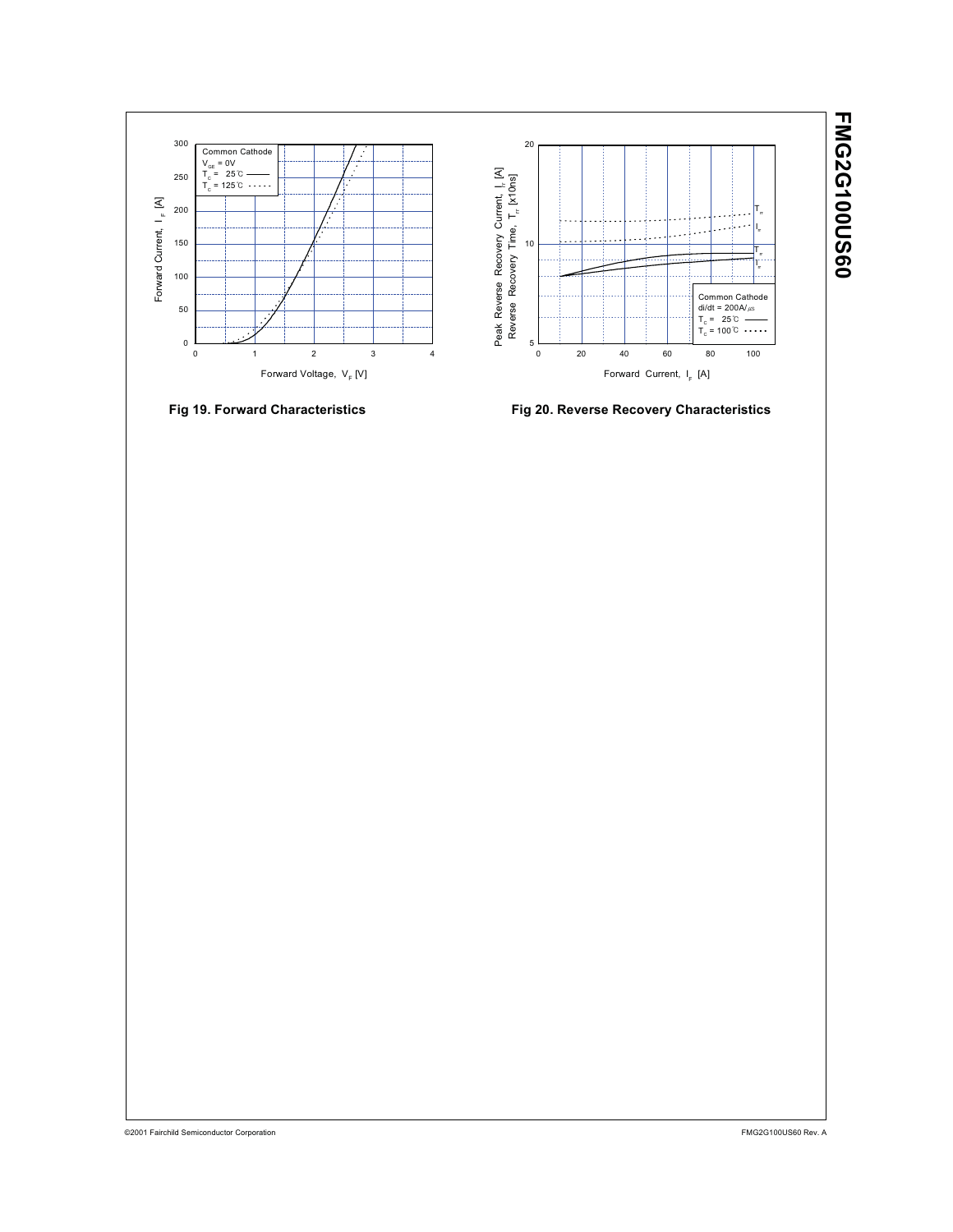Fig 19. Forward Characteristics

Fig 20. Reverse Recovery Characteristics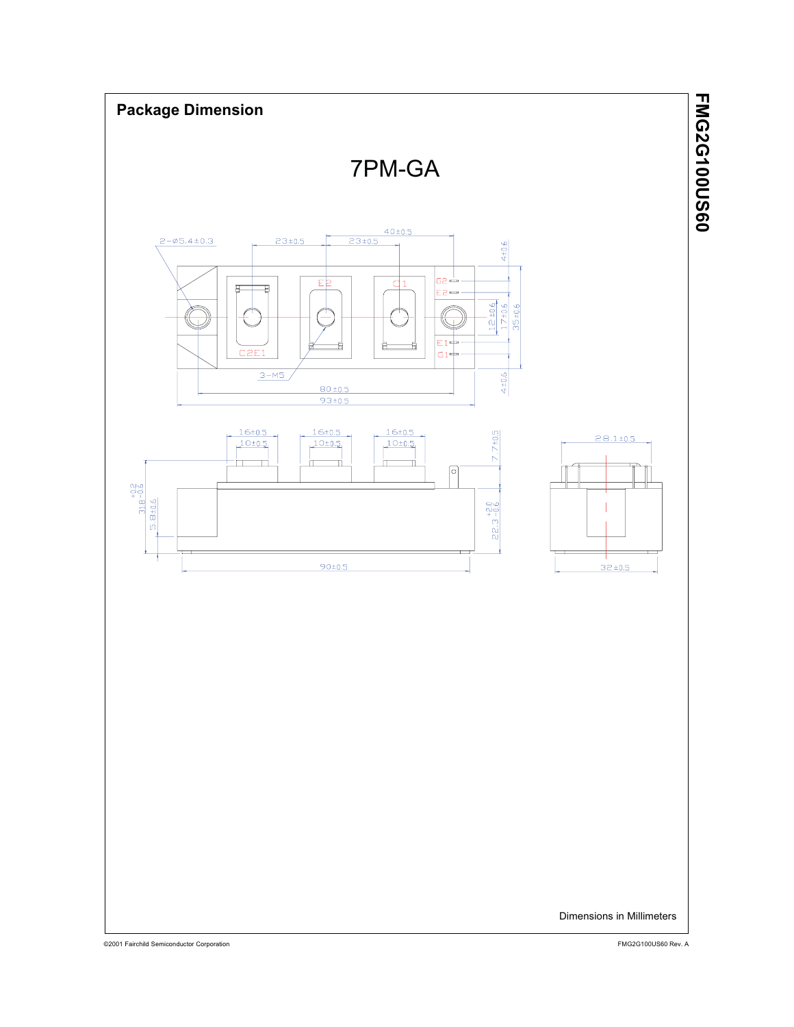## Package Dimension

7PM-GA

Dimensions in Millimeters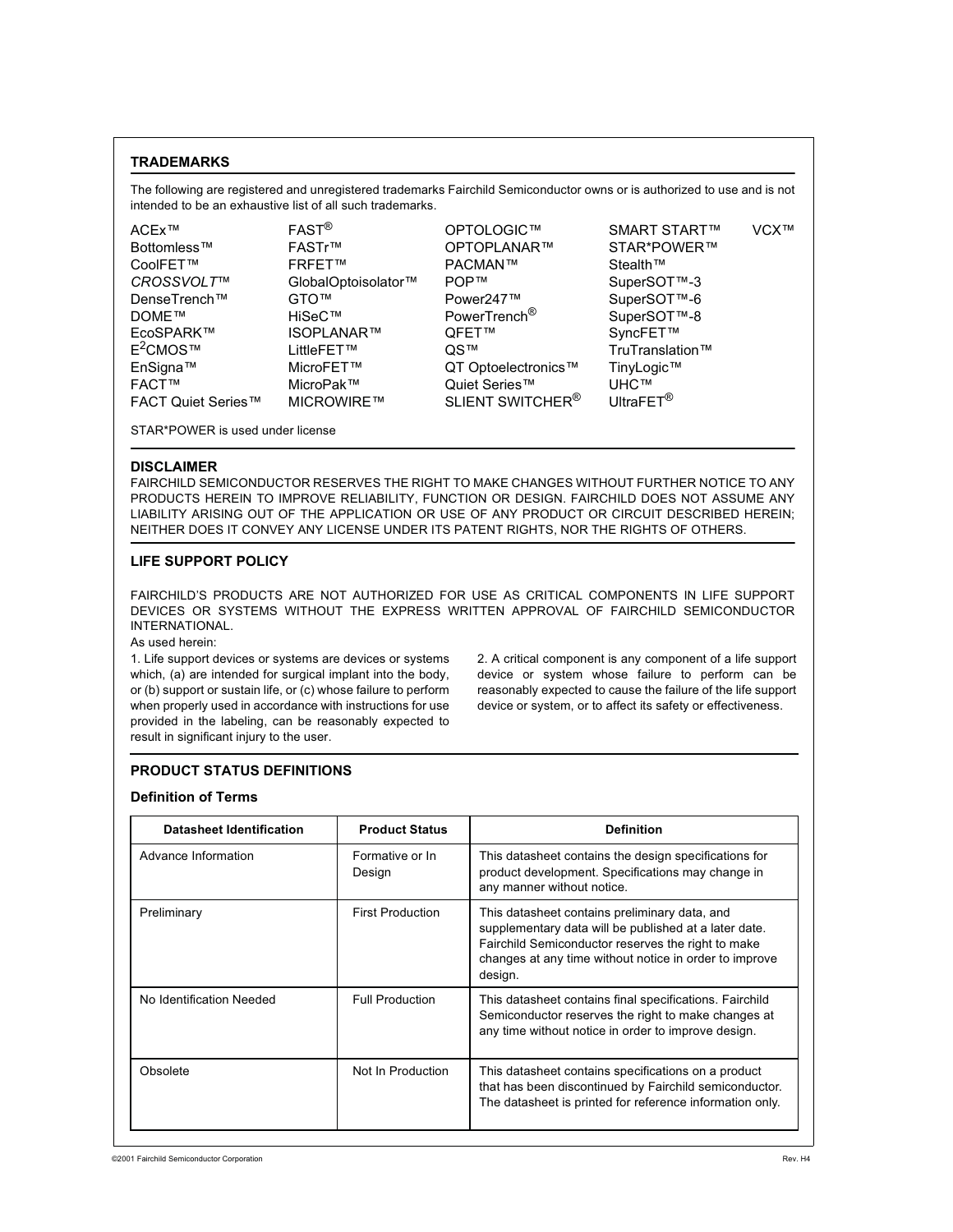## TRADEMARKS

The following are registered and unregistered trademarks Fairchild Semiconductor owns or is authorized to use and is not intended to be an exhaustive list of all such trademarks.

ACEx™
Bottomless™
CoolFET™
*CROSSVOLT*™
DenseTrench™
DOME™
EcoSPARK™
$E^2$CMOS™
EnSigna™
FACT™
FACT Quiet Series™
FAST®
FASTr™
FRFET™
GlobalOptoisolator™
GTO™
HiSeC™
ISOPLANAR™
LittleFET™
MicroFET™
MicroPak™
MICROWIRE™
OPTOLOGIC™
OPTOPLANAR™
PACMAN™
POP™
Power247™
PowerTrench®
QFET™
QS™
QT Optoelectronics™
Quiet Series™
SLIENT SWITCHER®
SMART START™
STAR*POWER™
Stealth™
SuperSOT™-3
SuperSOT™-6
SuperSOT™-8
SyncFET™
TruTranslation™
TinyLogic™
UHC™
UltraFET®
VCX™

STAR*POWER is used under license

## DISCLAIMER

FAIRCHILD SEMICONDUCTOR RESERVES THE RIGHT TO MAKE CHANGES WITHOUT FURTHER NOTICE TO ANY PRODUCTS HEREIN TO IMPROVE RELIABILITY, FUNCTION OR DESIGN. FAIRCHILD DOES NOT ASSUME ANY LIABILITY ARISING OUT OF THE APPLICATION OR USE OF ANY PRODUCT OR CIRCUIT DESCRIBED HEREIN; NEITHER DOES IT CONVEY ANY LICENSE UNDER ITS PATENT RIGHTS, NOR THE RIGHTS OF OTHERS.

## LIFE SUPPORT POLICY

FAIRCHILD'S PRODUCTS ARE NOT AUTHORIZED FOR USE AS CRITICAL COMPONENTS IN LIFE SUPPORT DEVICES OR SYSTEMS WITHOUT THE EXPRESS WRITTEN APPROVAL OF FAIRCHILD SEMICONDUCTOR INTERNATIONAL.

As used herein:

1. Life support devices or systems are devices or systems which, (a) are intended for surgical implant into the body, or (b) support or sustain life, or (c) whose failure to perform when properly used in accordance with instructions for use provided in the labeling, can be reasonably expected to result in significant injury to the user.

2. A critical component is any component of a life support device or system whose failure to perform can be reasonably expected to cause the failure of the life support device or system, or to affect its safety or effectiveness.

## PRODUCT STATUS DEFINITIONS

### Definition of Terms

| Datasheet Identification | Product Status | Definition |
|---|---|---|
| Advance Information | Formative or In Design | This datasheet contains the design specifications for product development. Specifications may change in any manner without notice. |
| Preliminary | First Production | This datasheet contains preliminary data, and supplementary data will be published at a later date. Fairchild Semiconductor reserves the right to make changes at any time without notice in order to improve design. |
| No Identification Needed | Full Production | This datasheet contains final specifications. Fairchild Semiconductor reserves the right to make changes at any time without notice in order to improve design. |
| Obsolete | Not In Production | This datasheet contains specifications on a product that has been discontinued by Fairchild semiconductor. The datasheet is printed for reference information only. |

©2001 Fairchild Semiconductor Corporation Rev. H4